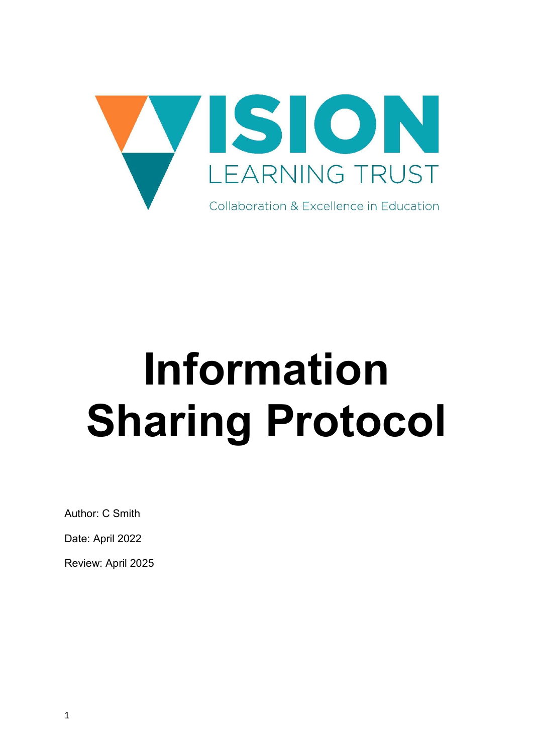VISION LEARNING TRUST

Collaboration & Excellence in Education

# Information Sharing Protocol

Author: C Smith

Date: April 2022

Review: April 2025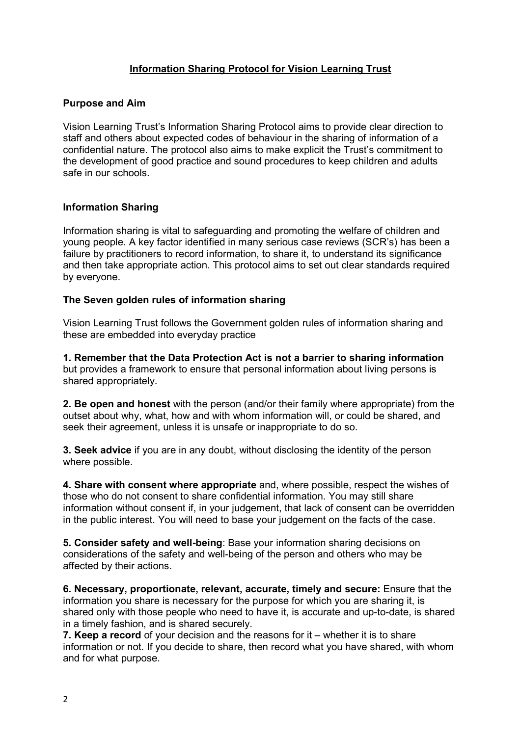## Information Sharing Protocol for Vision Learning Trust

### Purpose and Aim

Vision Learning Trust's Information Sharing Protocol aims to provide clear direction to staff and others about expected codes of behaviour in the sharing of information of a confidential nature. The protocol also aims to make explicit the Trust's commitment to the development of good practice and sound procedures to keep children and adults safe in our schools.

### Information Sharing

Information sharing is vital to safeguarding and promoting the welfare of children and young people. A key factor identified in many serious case reviews (SCR's) has been a failure by practitioners to record information, to share it, to understand its significance and then take appropriate action. This protocol aims to set out clear standards required by everyone.

### The Seven golden rules of information sharing

Vision Learning Trust follows the Government golden rules of information sharing and these are embedded into everyday practice

**1. Remember that the Data Protection Act is not a barrier to sharing information** but provides a framework to ensure that personal information about living persons is shared appropriately.

**2. Be open and honest** with the person (and/or their family where appropriate) from the outset about why, what, how and with whom information will, or could be shared, and seek their agreement, unless it is unsafe or inappropriate to do so.

**3. Seek advice** if you are in any doubt, without disclosing the identity of the person where possible.

**4. Share with consent where appropriate** and, where possible, respect the wishes of those who do not consent to share confidential information. You may still share information without consent if, in your judgement, that lack of consent can be overridden in the public interest. You will need to base your judgement on the facts of the case.

**5. Consider safety and well-being**: Base your information sharing decisions on considerations of the safety and well-being of the person and others who may be affected by their actions.

**6. Necessary, proportionate, relevant, accurate, timely and secure:** Ensure that the information you share is necessary for the purpose for which you are sharing it, is shared only with those people who need to have it, is accurate and up-to-date, is shared in a timely fashion, and is shared securely.

**7. Keep a record** of your decision and the reasons for it – whether it is to share information or not. If you decide to share, then record what you have shared, with whom and for what purpose.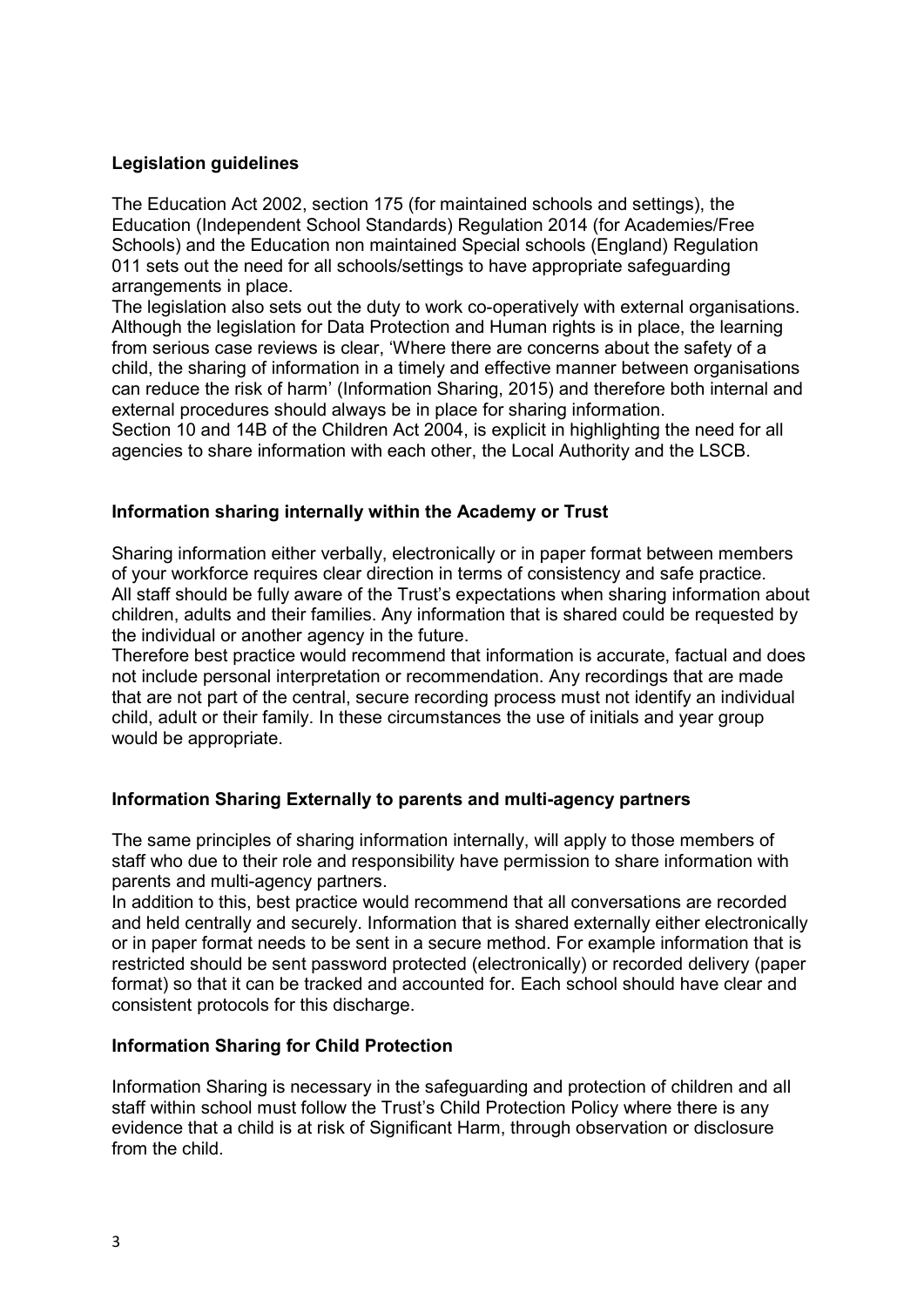**Legislation guidelines**

The Education Act 2002, section 175 (for maintained schools and settings), the Education (Independent School Standards) Regulation 2014 (for Academies/Free Schools) and the Education non maintained Special schools (England) Regulation 011 sets out the need for all schools/settings to have appropriate safeguarding arrangements in place.

The legislation also sets out the duty to work co-operatively with external organisations. Although the legislation for Data Protection and Human rights is in place, the learning from serious case reviews is clear, 'Where there are concerns about the safety of a child, the sharing of information in a timely and effective manner between organisations can reduce the risk of harm' (Information Sharing, 2015) and therefore both internal and external procedures should always be in place for sharing information.

Section 10 and 14B of the Children Act 2004, is explicit in highlighting the need for all agencies to share information with each other, the Local Authority and the LSCB.

**Information sharing internally within the Academy or Trust**

Sharing information either verbally, electronically or in paper format between members of your workforce requires clear direction in terms of consistency and safe practice. All staff should be fully aware of the Trust's expectations when sharing information about children, adults and their families. Any information that is shared could be requested by the individual or another agency in the future.

Therefore best practice would recommend that information is accurate, factual and does not include personal interpretation or recommendation. Any recordings that are made that are not part of the central, secure recording process must not identify an individual child, adult or their family. In these circumstances the use of initials and year group would be appropriate.

**Information Sharing Externally to parents and multi-agency partners**

The same principles of sharing information internally, will apply to those members of staff who due to their role and responsibility have permission to share information with parents and multi-agency partners.

In addition to this, best practice would recommend that all conversations are recorded and held centrally and securely. Information that is shared externally either electronically or in paper format needs to be sent in a secure method. For example information that is restricted should be sent password protected (electronically) or recorded delivery (paper format) so that it can be tracked and accounted for. Each school should have clear and consistent protocols for this discharge.

**Information Sharing for Child Protection**

Information Sharing is necessary in the safeguarding and protection of children and all staff within school must follow the Trust's Child Protection Policy where there is any evidence that a child is at risk of Significant Harm, through observation or disclosure from the child.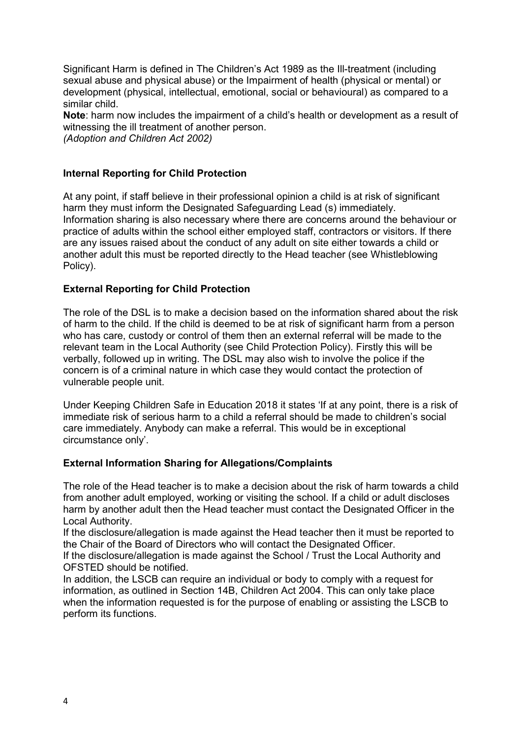Significant Harm is defined in The Children's Act 1989 as the Ill-treatment (including sexual abuse and physical abuse) or the Impairment of health (physical or mental) or development (physical, intellectual, emotional, social or behavioural) as compared to a similar child.

**Note**: harm now includes the impairment of a child's health or development as a result of witnessing the ill treatment of another person.
*(Adoption and Children Act 2002)*

## Internal Reporting for Child Protection

At any point, if staff believe in their professional opinion a child is at risk of significant harm they must inform the Designated Safeguarding Lead (s) immediately.
Information sharing is also necessary where there are concerns around the behaviour or practice of adults within the school either employed staff, contractors or visitors. If there are any issues raised about the conduct of any adult on site either towards a child or another adult this must be reported directly to the Head teacher (see Whistleblowing Policy).

## External Reporting for Child Protection

The role of the DSL is to make a decision based on the information shared about the risk of harm to the child. If the child is deemed to be at risk of significant harm from a person who has care, custody or control of them then an external referral will be made to the relevant team in the Local Authority (see Child Protection Policy). Firstly this will be verbally, followed up in writing. The DSL may also wish to involve the police if the concern is of a criminal nature in which case they would contact the protection of vulnerable people unit.

Under Keeping Children Safe in Education 2018 it states 'If at any point, there is a risk of immediate risk of serious harm to a child a referral should be made to children's social care immediately. Anybody can make a referral. This would be in exceptional circumstance only'.

## External Information Sharing for Allegations/Complaints

The role of the Head teacher is to make a decision about the risk of harm towards a child from another adult employed, working or visiting the school. If a child or adult discloses harm by another adult then the Head teacher must contact the Designated Officer in the Local Authority.
If the disclosure/allegation is made against the Head teacher then it must be reported to the Chair of the Board of Directors who will contact the Designated Officer.
If the disclosure/allegation is made against the School / Trust the Local Authority and OFSTED should be notified.
In addition, the LSCB can require an individual or body to comply with a request for information, as outlined in Section 14B, Children Act 2004. This can only take place when the information requested is for the purpose of enabling or assisting the LSCB to perform its functions.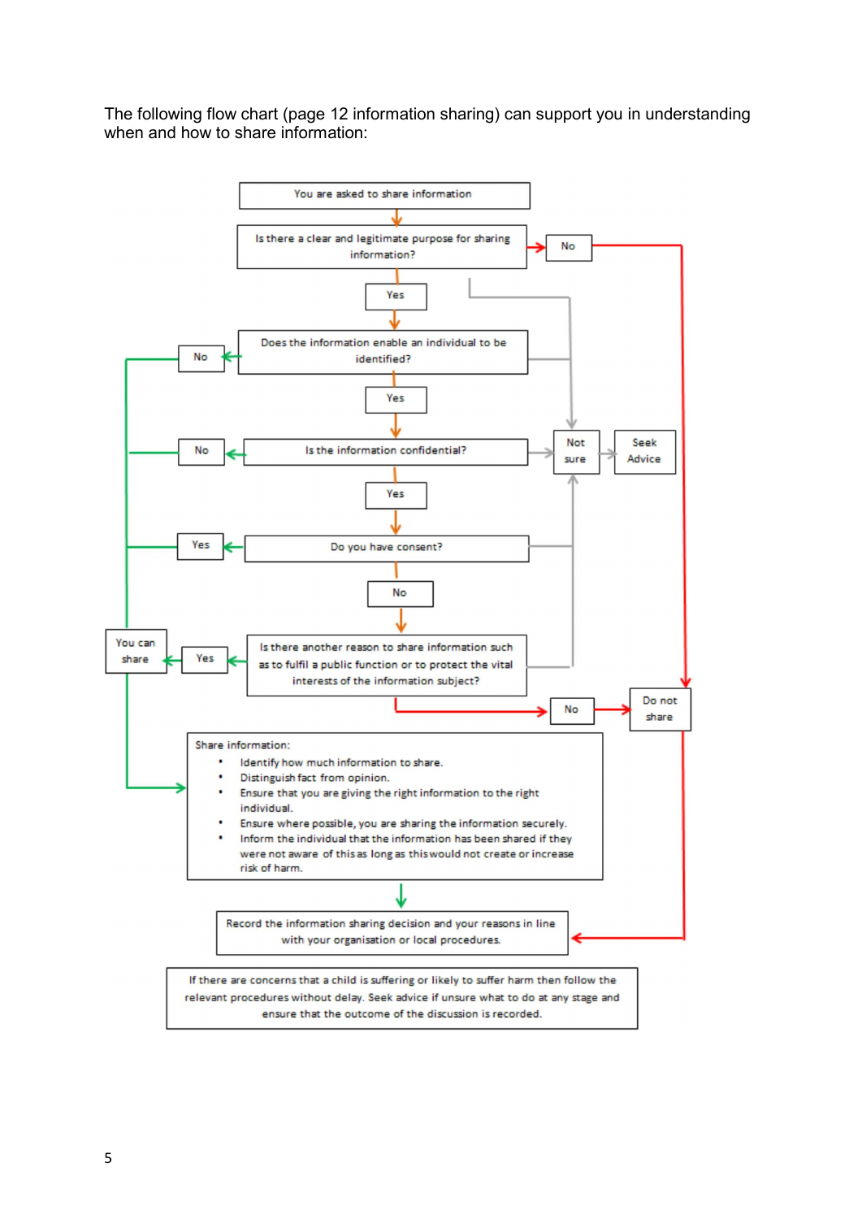The following flow chart (page 12 information sharing) can support you in understanding when and how to share information:

You are asked to share information

Is there a clear and legitimate purpose for sharing information?

- No → Do not share
- Not sure → Seek Advice
- Yes ↓

Does the information enable an individual to be identified?

- No → You can share
- Not sure → Seek Advice
- Yes ↓

Is the information confidential?

- No → You can share
- Not sure → Seek Advice
- Yes ↓

Do you have consent?

- Yes → You can share
- Not sure → Seek Advice
- No ↓

Is there another reason to share information such as to fulfil a public function or to protect the vital interests of the information subject?

- Yes → You can share
- Not sure → Seek Advice
- No → Do not share

Share information:

- Identify how much information to share.
- Distinguish fact from opinion.
- Ensure that you are giving the right information to the right individual.
- Ensure where possible, you are sharing the information securely.
- Inform the individual that the information has been shared if they were not aware of this as long as this would not create or increase risk of harm.

↓

Record the information sharing decision and your reasons in line with your organisation or local procedures.

If there are concerns that a child is suffering or likely to suffer harm then follow the relevant procedures without delay. Seek advice if unsure what to do at any stage and ensure that the outcome of the discussion is recorded.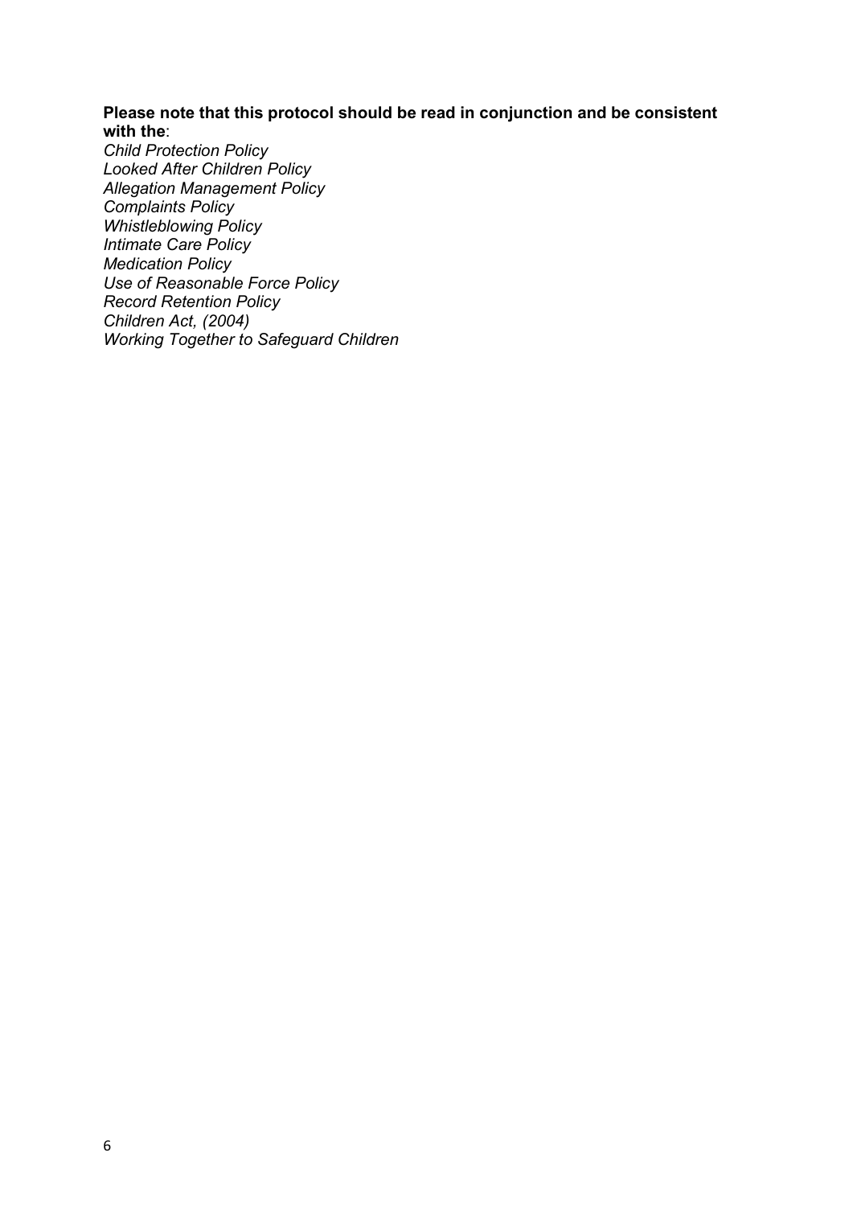**Please note that this protocol should be read in conjunction and be consistent with the**:

*Child Protection Policy*
*Looked After Children Policy*
*Allegation Management Policy*
*Complaints Policy*
*Whistleblowing Policy*
*Intimate Care Policy*
*Medication Policy*
*Use of Reasonable Force Policy*
*Record Retention Policy*
*Children Act, (2004)*
*Working Together to Safeguard Children*